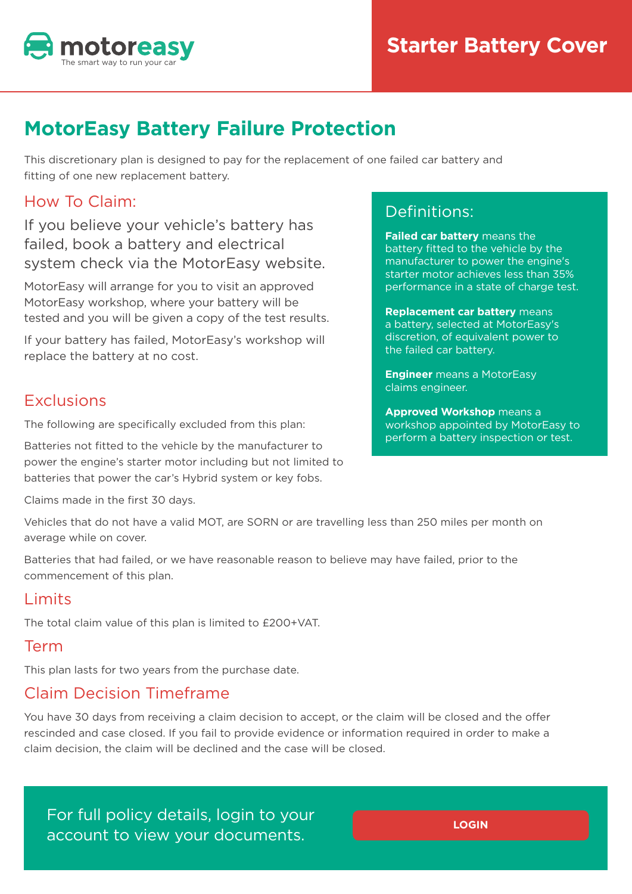motoreasy
The smart way to run your car

# Starter Battery Cover

## MotorEasy Battery Failure Protection

This discretionary plan is designed to pay for the replacement of one failed car battery and fitting of one new replacement battery.

### How To Claim:

If you believe your vehicle's battery has failed, book a battery and electrical system check via the MotorEasy website.

MotorEasy will arrange for you to visit an approved MotorEasy workshop, where your battery will be tested and you will be given a copy of the test results.

If your battery has failed, MotorEasy's workshop will replace the battery at no cost.

### Definitions:

**Failed car battery** means the battery fitted to the vehicle by the manufacturer to power the engine's starter motor achieves less than 35% performance in a state of charge test.

**Replacement car battery** means a battery, selected at MotorEasy's discretion, of equivalent power to the failed car battery.

**Engineer** means a MotorEasy claims engineer.

**Approved Workshop** means a workshop appointed by MotorEasy to perform a battery inspection or test.

### Exclusions

The following are specifically excluded from this plan:

Batteries not fitted to the vehicle by the manufacturer to power the engine's starter motor including but not limited to batteries that power the car's Hybrid system or key fobs.

Claims made in the first 30 days.

Vehicles that do not have a valid MOT, are SORN or are travelling less than 250 miles per month on average while on cover.

Batteries that had failed, or we have reasonable reason to believe may have failed, prior to the commencement of this plan.

### Limits

The total claim value of this plan is limited to £200+VAT.

### Term

This plan lasts for two years from the purchase date.

### Claim Decision Timeframe

You have 30 days from receiving a claim decision to accept, or the claim will be closed and the offer rescinded and case closed. If you fail to provide evidence or information required in order to make a claim decision, the claim will be declined and the case will be closed.

For full policy details, login to your account to view your documents.

LOGIN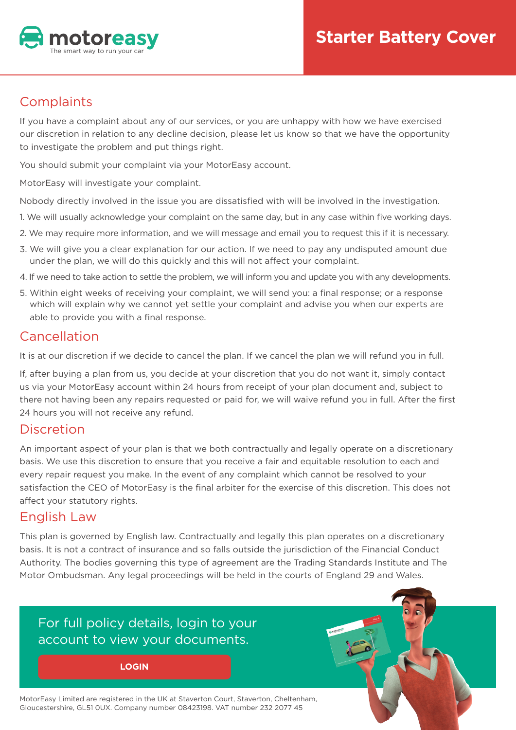# Starter Battery Cover

## Complaints

If you have a complaint about any of our services, or you are unhappy with how we have exercised our discretion in relation to any decline decision, please let us know so that we have the opportunity to investigate the problem and put things right.

You should submit your complaint via your MotorEasy account.

MotorEasy will investigate your complaint.

Nobody directly involved in the issue you are dissatisfied with will be involved in the investigation.

1. We will usually acknowledge your complaint on the same day, but in any case within five working days.
2. We may require more information, and we will message and email you to request this if it is necessary.
3. We will give you a clear explanation for our action. If we need to pay any undisputed amount due under the plan, we will do this quickly and this will not affect your complaint.
4. If we need to take action to settle the problem, we will inform you and update you with any developments.
5. Within eight weeks of receiving your complaint, we will send you: a final response; or a response which will explain why we cannot yet settle your complaint and advise you when our experts are able to provide you with a final response.

## Cancellation

It is at our discretion if we decide to cancel the plan. If we cancel the plan we will refund you in full.

If, after buying a plan from us, you decide at your discretion that you do not want it, simply contact us via your MotorEasy account within 24 hours from receipt of your plan document and, subject to there not having been any repairs requested or paid for, we will waive refund you in full. After the first 24 hours you will not receive any refund.

## Discretion

An important aspect of your plan is that we both contractually and legally operate on a discretionary basis. We use this discretion to ensure that you receive a fair and equitable resolution to each and every repair request you make. In the event of any complaint which cannot be resolved to your satisfaction the CEO of MotorEasy is the final arbiter for the exercise of this discretion. This does not affect your statutory rights.

## English Law

This plan is governed by English law. Contractually and legally this plan operates on a discretionary basis. It is not a contract of insurance and so falls outside the jurisdiction of the Financial Conduct Authority. The bodies governing this type of agreement are the Trading Standards Institute and The Motor Ombudsman. Any legal proceedings will be held in the courts of England 29 and Wales.

For full policy details, login to your account to view your documents.

**LOGIN**

MotorEasy Limited are registered in the UK at Staverton Court, Staverton, Cheltenham, Gloucestershire, GL51 0UX. Company number 08423198. VAT number 232 2077 45